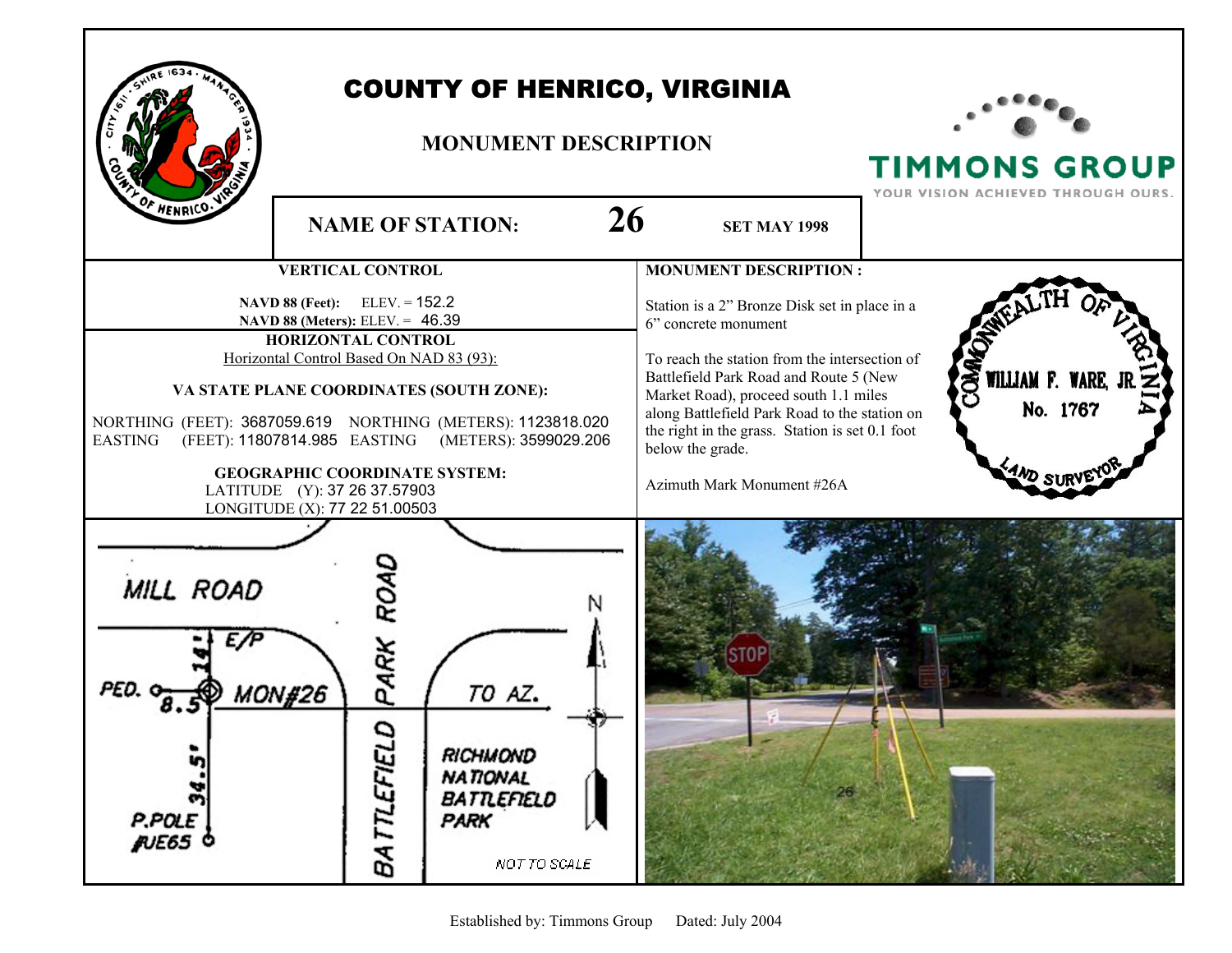# COUNTY OF HENRICO, VIRGINIA

## MONUMENT DESCRIPTION

TIMMONS GROUP
YOUR VISION ACHIEVED THROUGH OURS.

**NAME OF STATION:** **26** **SET MAY 1998**

### VERTICAL CONTROL

**NAVD 88 (Feet):** ELEV. = 152.2
**NAVD 88 (Meters):** ELEV. = 46.39

### HORIZONTAL CONTROL

Horizontal Control Based On NAD 83 (93):

**VA STATE PLANE COORDINATES (SOUTH ZONE):**

NORTHING (FEET): 3687059.619 NORTHING (METERS): 1123818.020
EASTING (FEET): 11807814.985 EASTING (METERS): 3599029.206

**GEOGRAPHIC COORDINATE SYSTEM:**

LATITUDE (Y): 37 26 37.57903
LONGITUDE (X): 77 22 51.00503

### MONUMENT DESCRIPTION :

Station is a 2" Bronze Disk set in place in a 6" concrete monument

To reach the station from the intersection of Battlefield Park Road and Route 5 (New Market Road), proceed south 1.1 miles along Battlefield Park Road to the station on the right in the grass. Station is set 0.1 foot below the grade.

Azimuth Mark Monument #26A

COMMONWEALTH OF VIRGINIA
WILLIAM F. WARE, JR.
No. 1767
LAND SURVEYOR

MILL ROAD
BATTLEFIELD PARK ROAD
E/P
14'
PED. 8.5' MON#26
TO AZ.
N
34.5'
P.POLE #UE65
RICHMOND NATIONAL BATTLEFIELD PARK
NOT TO SCALE

Established by: Timmons Group Dated: July 2004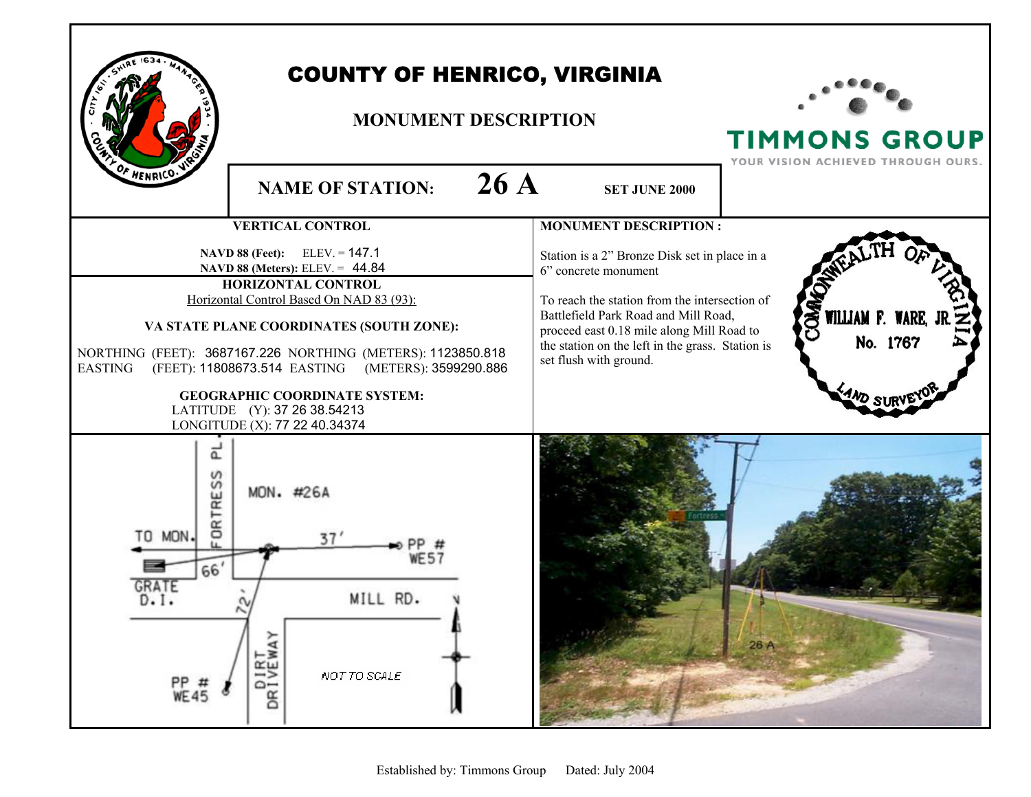# COUNTY OF HENRICO, VIRGINIA

## MONUMENT DESCRIPTION

TIMMONS GROUP
YOUR VISION ACHIEVED THROUGH OURS.

**NAME OF STATION:** **26 A** **SET JUNE 2000**

### VERTICAL CONTROL

**NAVD 88 (Feet):** ELEV. = 147.1
**NAVD 88 (Meters):** ELEV. = 44.84

### HORIZONTAL CONTROL

Horizontal Control Based On NAD 83 (93):

**VA STATE PLANE COORDINATES (SOUTH ZONE):**

NORTHING (FEET): 3687167.226 NORTHING (METERS): 1123850.818
EASTING (FEET): 11808673.514 EASTING (METERS): 3599290.886

**GEOGRAPHIC COORDINATE SYSTEM:**

LATITUDE (Y): 37 26 38.54213
LONGITUDE (X): 77 22 40.34374

### MONUMENT DESCRIPTION :

Station is a 2" Bronze Disk set in place in a 6" concrete monument

To reach the station from the intersection of Battlefield Park Road and Mill Road, proceed east 0.18 mile along Mill Road to the station on the left in the grass. Station is set flush with ground.

COMMONWEALTH OF VIRGINIA
WILLIAM F. WARE, JR.
No. 1767
LAND SURVEYOR

FORTRESS PL.
MON. #26A
TO MON.
37'
PP # WE57
66'
GRATE D.I.
72'
MILL RD.
N
DIRT DRIVEWAY
PP # WE45
NOT TO SCALE

26 A

Established by: Timmons Group Dated: July 2004